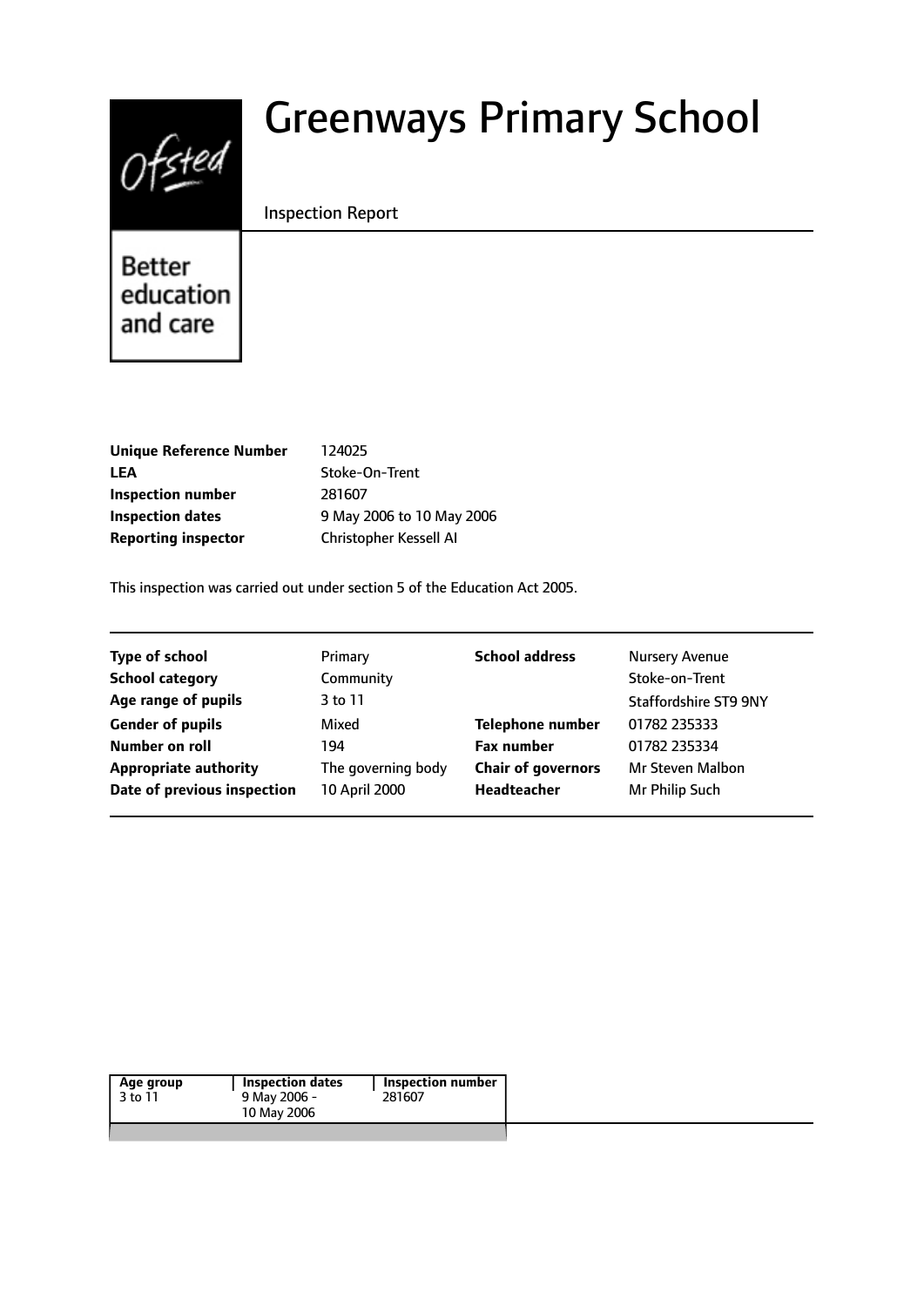Ofsted

Better education and care

# Greenways Primary School

Inspection Report

| | |
|---|---|
| **Unique Reference Number** | 124025 |
| **LEA** | Stoke-On-Trent |
| **Inspection number** | 281607 |
| **Inspection dates** | 9 May 2006 to 10 May 2006 |
| **Reporting inspector** | Christopher Kessell AI |

This inspection was carried out under section 5 of the Education Act 2005.

| | | | |
|---|---|---|---|
| **Type of school** | Primary | **School address** | Nursery Avenue |
| **School category** | Community | | Stoke-on-Trent |
| **Age range of pupils** | 3 to 11 | | Staffordshire ST9 9NY |
| **Gender of pupils** | Mixed | **Telephone number** | 01782 235333 |
| **Number on roll** | 194 | **Fax number** | 01782 235334 |
| **Appropriate authority** | The governing body | **Chair of governors** | Mr Steven Malbon |
| **Date of previous inspection** | 10 April 2000 | **Headteacher** | Mr Philip Such |

| Age group | Inspection dates | Inspection number |
|---|---|---|
| 3 to 11 | 9 May 2006 - 10 May 2006 | 281607 |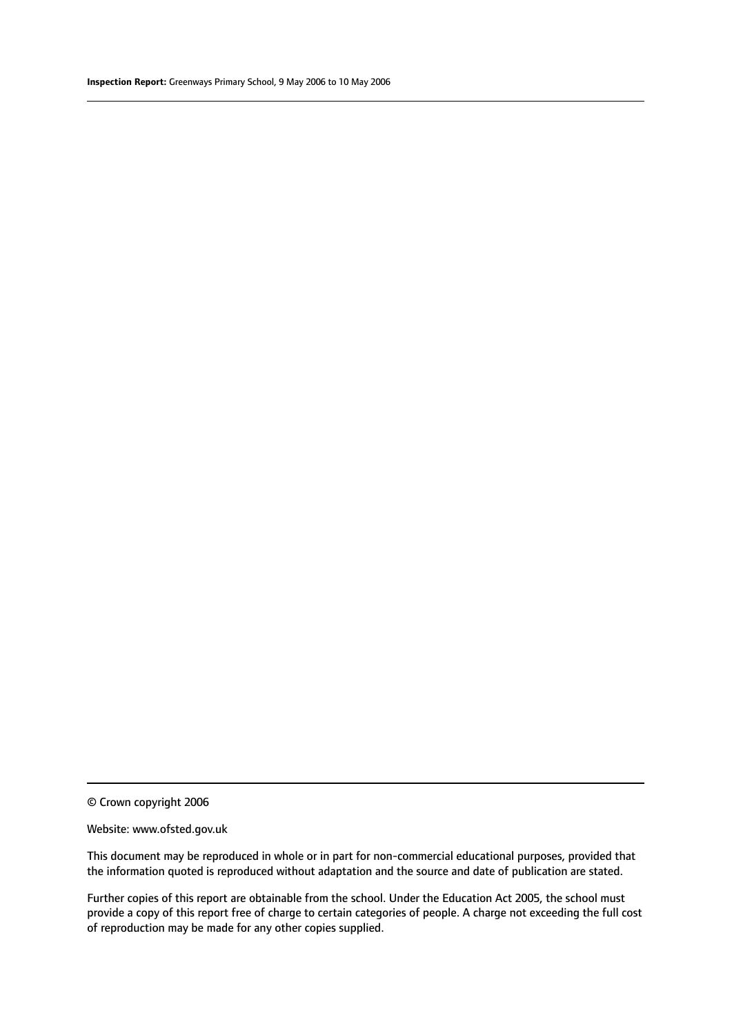© Crown copyright 2006

Website: www.ofsted.gov.uk

This document may be reproduced in whole or in part for non-commercial educational purposes, provided that the information quoted is reproduced without adaptation and the source and date of publication are stated.

Further copies of this report are obtainable from the school. Under the Education Act 2005, the school must provide a copy of this report free of charge to certain categories of people. A charge not exceeding the full cost of reproduction may be made for any other copies supplied.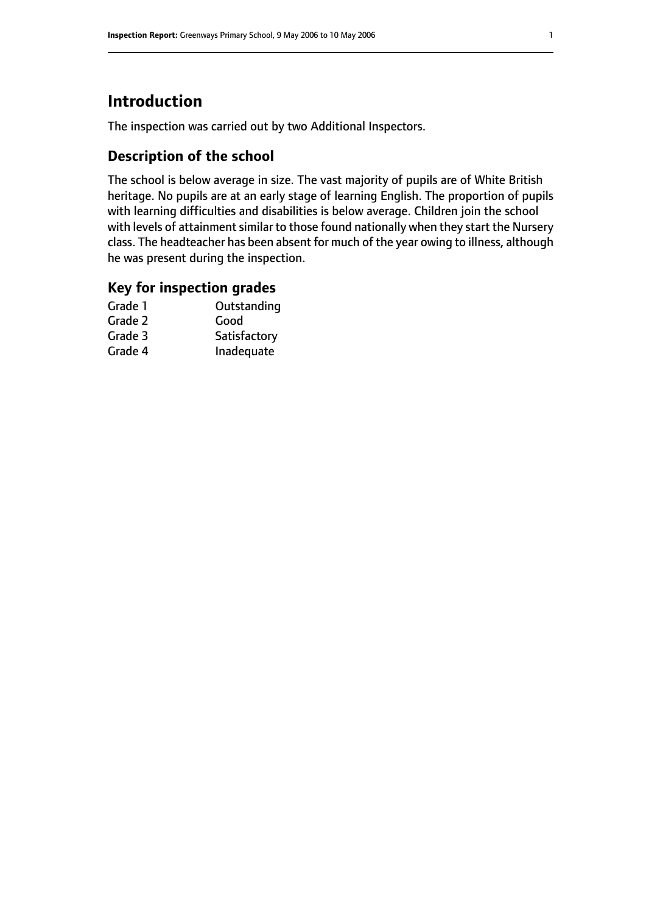# Introduction

The inspection was carried out by two Additional Inspectors.

## Description of the school

The school is below average in size. The vast majority of pupils are of White British heritage. No pupils are at an early stage of learning English. The proportion of pupils with learning difficulties and disabilities is below average. Children join the school with levels of attainment similar to those found nationally when they start the Nursery class. The headteacher has been absent for much of the year owing to illness, although he was present during the inspection.

## Key for inspection grades

| | |
|---|---|
| Grade 1 | Outstanding |
| Grade 2 | Good |
| Grade 3 | Satisfactory |
| Grade 4 | Inadequate |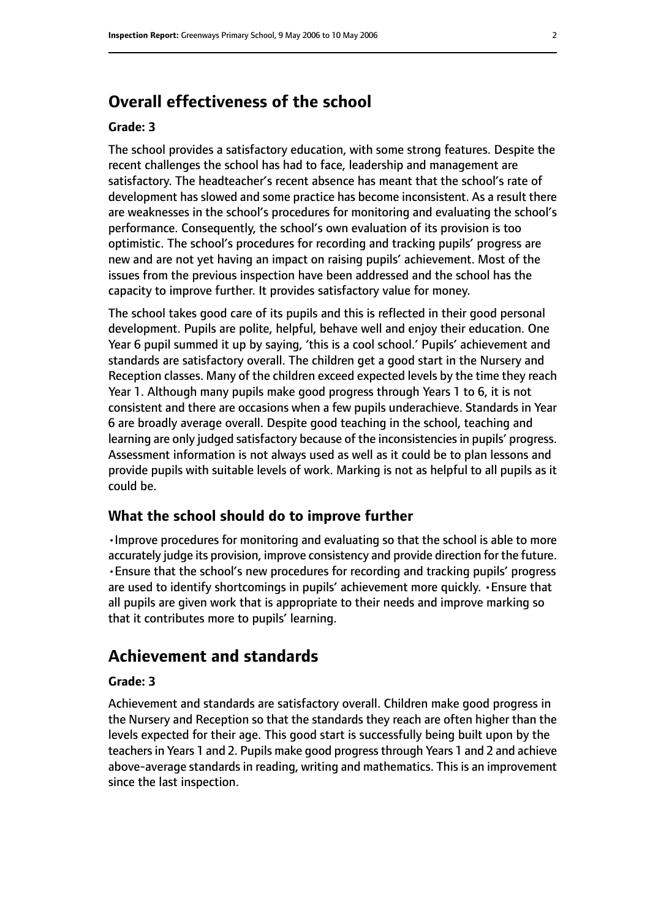# Overall effectiveness of the school

**Grade: 3**

The school provides a satisfactory education, with some strong features. Despite the recent challenges the school has had to face, leadership and management are satisfactory. The headteacher's recent absence has meant that the school's rate of development has slowed and some practice has become inconsistent. As a result there are weaknesses in the school's procedures for monitoring and evaluating the school's performance. Consequently, the school's own evaluation of its provision is too optimistic. The school's procedures for recording and tracking pupils' progress are new and are not yet having an impact on raising pupils' achievement. Most of the issues from the previous inspection have been addressed and the school has the capacity to improve further. It provides satisfactory value for money.

The school takes good care of its pupils and this is reflected in their good personal development. Pupils are polite, helpful, behave well and enjoy their education. One Year 6 pupil summed it up by saying, 'this is a cool school.' Pupils' achievement and standards are satisfactory overall. The children get a good start in the Nursery and Reception classes. Many of the children exceed expected levels by the time they reach Year 1. Although many pupils make good progress through Years 1 to 6, it is not consistent and there are occasions when a few pupils underachieve. Standards in Year 6 are broadly average overall. Despite good teaching in the school, teaching and learning are only judged satisfactory because of the inconsistencies in pupils' progress. Assessment information is not always used as well as it could be to plan lessons and provide pupils with suitable levels of work. Marking is not as helpful to all pupils as it could be.

## What the school should do to improve further

- Improve procedures for monitoring and evaluating so that the school is able to more accurately judge its provision, improve consistency and provide direction for the future.
- Ensure that the school's new procedures for recording and tracking pupils' progress are used to identify shortcomings in pupils' achievement more quickly.
- Ensure that all pupils are given work that is appropriate to their needs and improve marking so that it contributes more to pupils' learning.

# Achievement and standards

**Grade: 3**

Achievement and standards are satisfactory overall. Children make good progress in the Nursery and Reception so that the standards they reach are often higher than the levels expected for their age. This good start is successfully being built upon by the teachers in Years 1 and 2. Pupils make good progress through Years 1 and 2 and achieve above-average standards in reading, writing and mathematics. This is an improvement since the last inspection.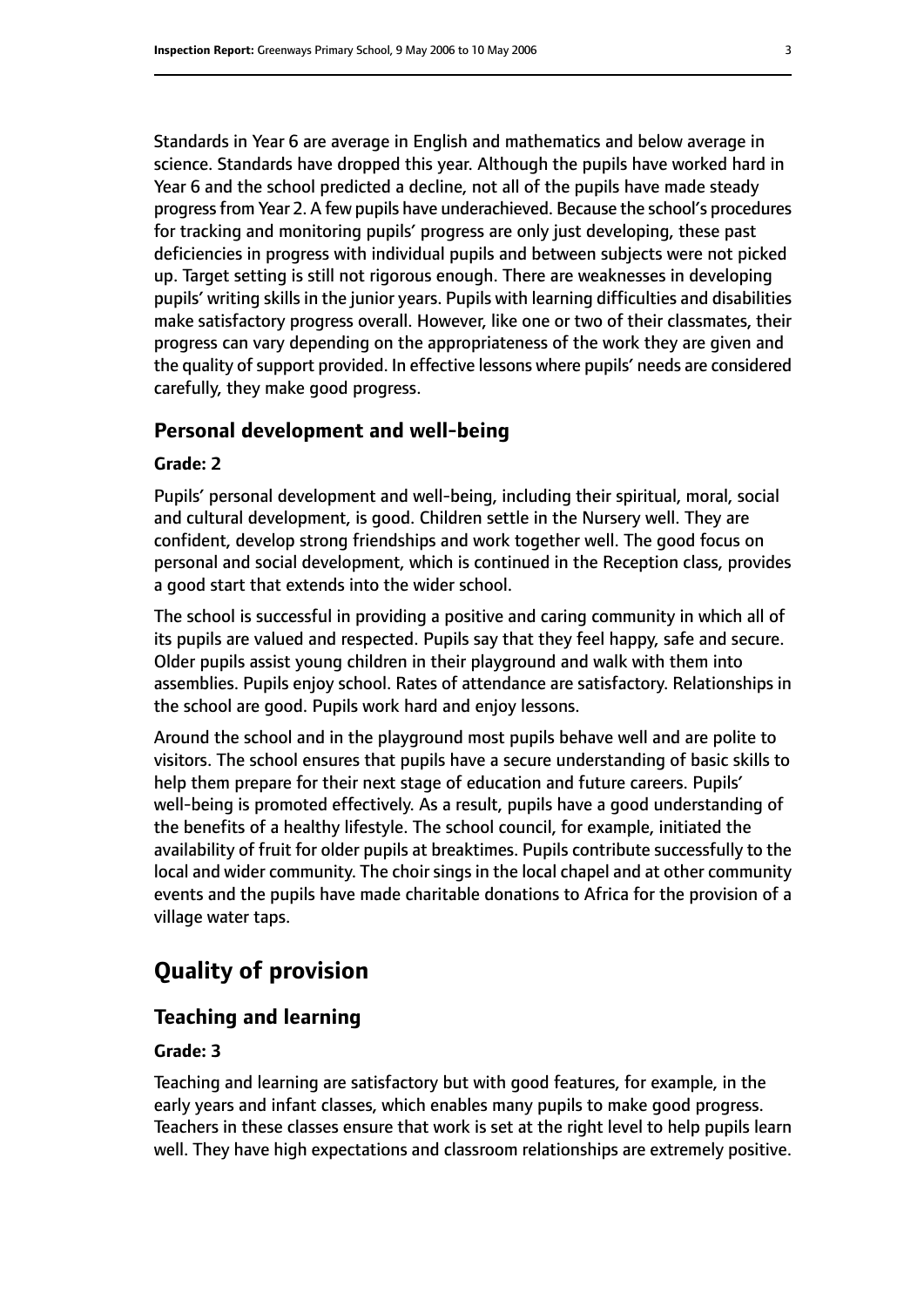Standards in Year 6 are average in English and mathematics and below average in science. Standards have dropped this year. Although the pupils have worked hard in Year 6 and the school predicted a decline, not all of the pupils have made steady progress from Year 2. A few pupils have underachieved. Because the school's procedures for tracking and monitoring pupils' progress are only just developing, these past deficiencies in progress with individual pupils and between subjects were not picked up. Target setting is still not rigorous enough. There are weaknesses in developing pupils' writing skills in the junior years. Pupils with learning difficulties and disabilities make satisfactory progress overall. However, like one or two of their classmates, their progress can vary depending on the appropriateness of the work they are given and the quality of support provided. In effective lessons where pupils' needs are considered carefully, they make good progress.

### Personal development and well-being

#### Grade: 2

Pupils' personal development and well-being, including their spiritual, moral, social and cultural development, is good. Children settle in the Nursery well. They are confident, develop strong friendships and work together well. The good focus on personal and social development, which is continued in the Reception class, provides a good start that extends into the wider school.

The school is successful in providing a positive and caring community in which all of its pupils are valued and respected. Pupils say that they feel happy, safe and secure. Older pupils assist young children in their playground and walk with them into assemblies. Pupils enjoy school. Rates of attendance are satisfactory. Relationships in the school are good. Pupils work hard and enjoy lessons.

Around the school and in the playground most pupils behave well and are polite to visitors. The school ensures that pupils have a secure understanding of basic skills to help them prepare for their next stage of education and future careers. Pupils' well-being is promoted effectively. As a result, pupils have a good understanding of the benefits of a healthy lifestyle. The school council, for example, initiated the availability of fruit for older pupils at breaktimes. Pupils contribute successfully to the local and wider community. The choir sings in the local chapel and at other community events and the pupils have made charitable donations to Africa for the provision of a village water taps.

## Quality of provision

### Teaching and learning

#### Grade: 3

Teaching and learning are satisfactory but with good features, for example, in the early years and infant classes, which enables many pupils to make good progress. Teachers in these classes ensure that work is set at the right level to help pupils learn well. They have high expectations and classroom relationships are extremely positive.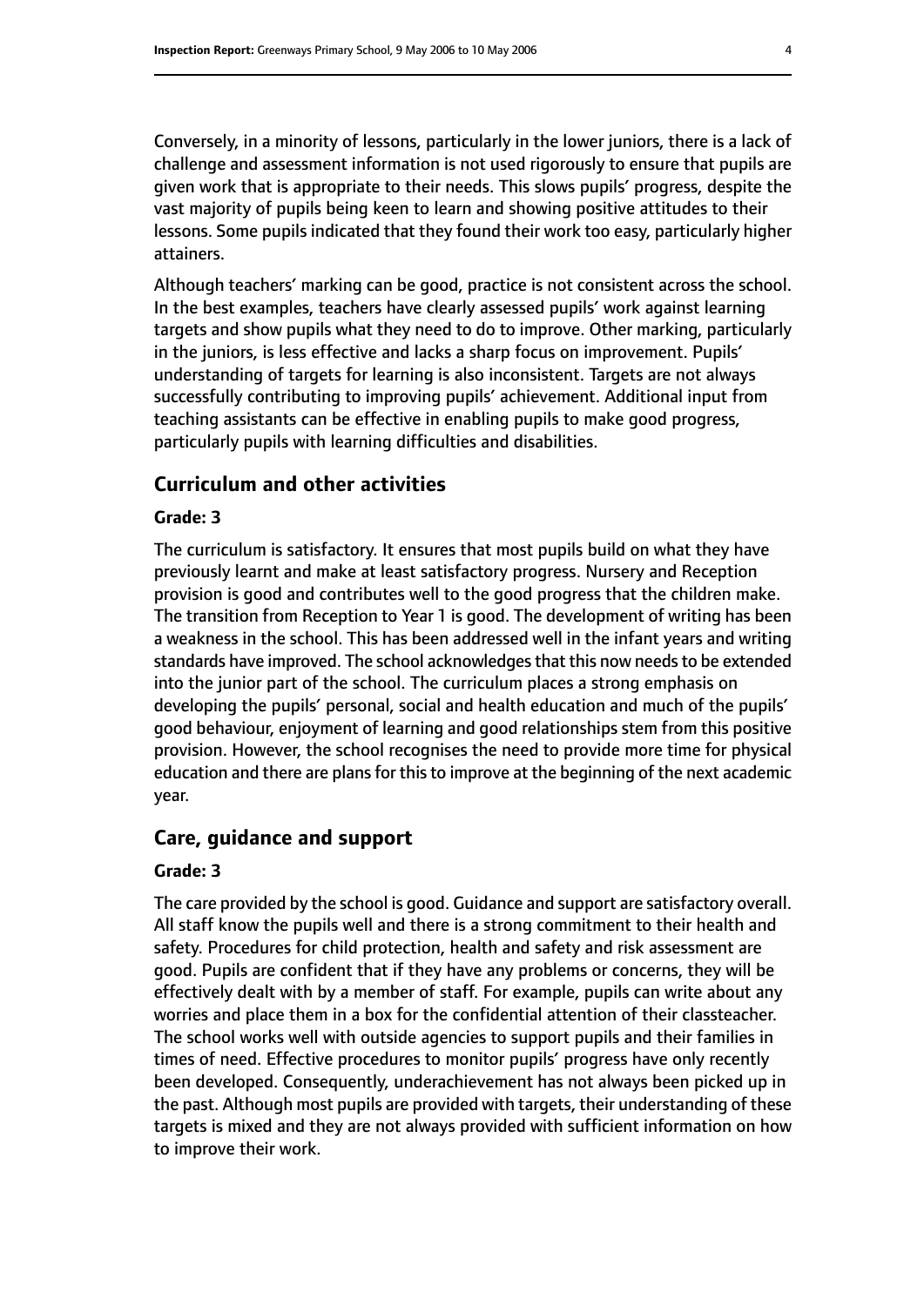Conversely, in a minority of lessons, particularly in the lower juniors, there is a lack of challenge and assessment information is not used rigorously to ensure that pupils are given work that is appropriate to their needs. This slows pupils' progress, despite the vast majority of pupils being keen to learn and showing positive attitudes to their lessons. Some pupils indicated that they found their work too easy, particularly higher attainers.

Although teachers' marking can be good, practice is not consistent across the school. In the best examples, teachers have clearly assessed pupils' work against learning targets and show pupils what they need to do to improve. Other marking, particularly in the juniors, is less effective and lacks a sharp focus on improvement. Pupils' understanding of targets for learning is also inconsistent. Targets are not always successfully contributing to improving pupils' achievement. Additional input from teaching assistants can be effective in enabling pupils to make good progress, particularly pupils with learning difficulties and disabilities.

## Curriculum and other activities

### Grade: 3

The curriculum is satisfactory. It ensures that most pupils build on what they have previously learnt and make at least satisfactory progress. Nursery and Reception provision is good and contributes well to the good progress that the children make. The transition from Reception to Year 1 is good. The development of writing has been a weakness in the school. This has been addressed well in the infant years and writing standards have improved. The school acknowledges that this now needs to be extended into the junior part of the school. The curriculum places a strong emphasis on developing the pupils' personal, social and health education and much of the pupils' good behaviour, enjoyment of learning and good relationships stem from this positive provision. However, the school recognises the need to provide more time for physical education and there are plans for this to improve at the beginning of the next academic year.

## Care, guidance and support

### Grade: 3

The care provided by the school is good. Guidance and support are satisfactory overall. All staff know the pupils well and there is a strong commitment to their health and safety. Procedures for child protection, health and safety and risk assessment are good. Pupils are confident that if they have any problems or concerns, they will be effectively dealt with by a member of staff. For example, pupils can write about any worries and place them in a box for the confidential attention of their classteacher. The school works well with outside agencies to support pupils and their families in times of need. Effective procedures to monitor pupils' progress have only recently been developed. Consequently, underachievement has not always been picked up in the past. Although most pupils are provided with targets, their understanding of these targets is mixed and they are not always provided with sufficient information on how to improve their work.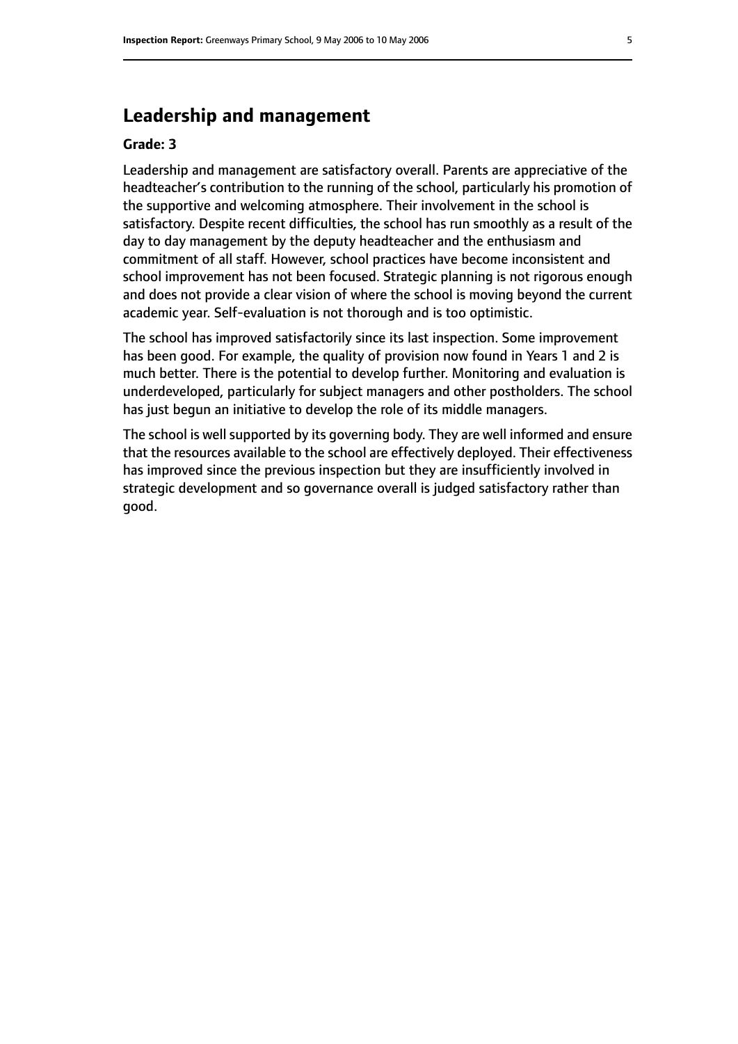## Leadership and management

**Grade: 3**

Leadership and management are satisfactory overall. Parents are appreciative of the headteacher's contribution to the running of the school, particularly his promotion of the supportive and welcoming atmosphere. Their involvement in the school is satisfactory. Despite recent difficulties, the school has run smoothly as a result of the day to day management by the deputy headteacher and the enthusiasm and commitment of all staff. However, school practices have become inconsistent and school improvement has not been focused. Strategic planning is not rigorous enough and does not provide a clear vision of where the school is moving beyond the current academic year. Self-evaluation is not thorough and is too optimistic.

The school has improved satisfactorily since its last inspection. Some improvement has been good. For example, the quality of provision now found in Years 1 and 2 is much better. There is the potential to develop further. Monitoring and evaluation is underdeveloped, particularly for subject managers and other postholders. The school has just begun an initiative to develop the role of its middle managers.

The school is well supported by its governing body. They are well informed and ensure that the resources available to the school are effectively deployed. Their effectiveness has improved since the previous inspection but they are insufficiently involved in strategic development and so governance overall is judged satisfactory rather than good.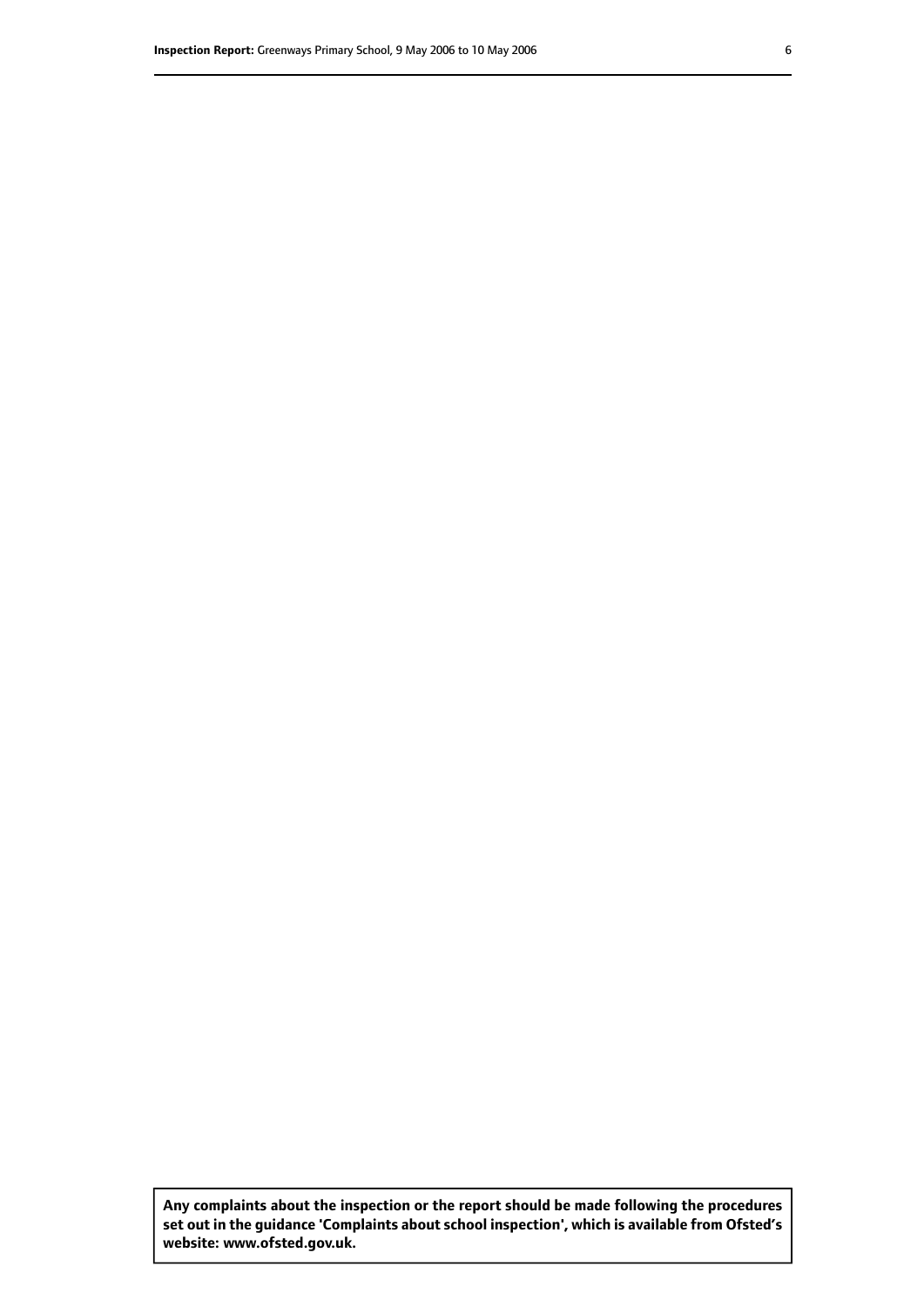**Any complaints about the inspection or the report should be made following the procedures set out in the guidance 'Complaints about school inspection', which is available from Ofsted's website: www.ofsted.gov.uk.**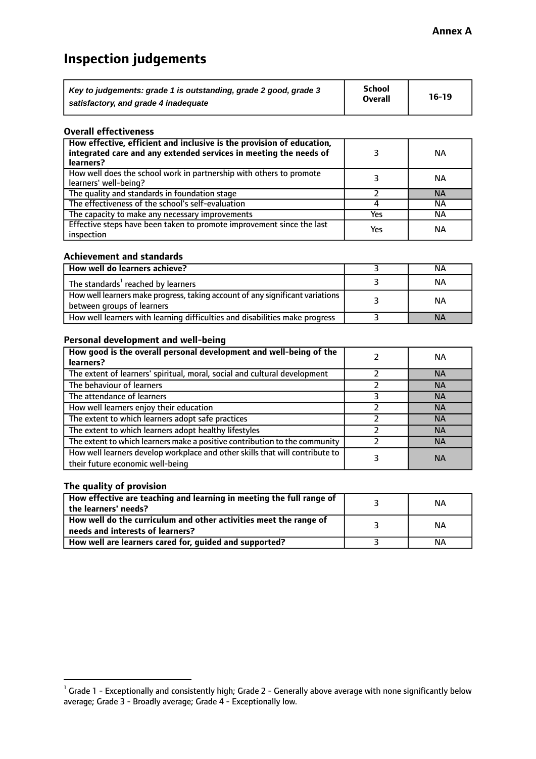**Annex A**

# Inspection judgements

| *Key to judgements: grade 1 is outstanding, grade 2 good, grade 3 satisfactory, and grade 4 inadequate* | School Overall | 16-19 |
|---|---|---|

### Overall effectiveness

| | | |
|---|---|---|
| **How effective, efficient and inclusive is the provision of education, integrated care and any extended services in meeting the needs of learners?** | 3 | NA |
| How well does the school work in partnership with others to promote learners' well-being? | 3 | NA |
| The quality and standards in foundation stage | 2 | NA |
| The effectiveness of the school's self-evaluation | 4 | NA |
| The capacity to make any necessary improvements | Yes | NA |
| Effective steps have been taken to promote improvement since the last inspection | Yes | NA |

### Achievement and standards

| | | |
|---|---|---|
| **How well do learners achieve?** | 3 | NA |
| The standards[1] reached by learners | 3 | NA |
| How well learners make progress, taking account of any significant variations between groups of learners | 3 | NA |
| How well learners with learning difficulties and disabilities make progress | 3 | NA |

### Personal development and well-being

| | | |
|---|---|---|
| **How good is the overall personal development and well-being of the learners?** | 2 | NA |
| The extent of learners' spiritual, moral, social and cultural development | 2 | NA |
| The behaviour of learners | 2 | NA |
| The attendance of learners | 3 | NA |
| How well learners enjoy their education | 2 | NA |
| The extent to which learners adopt safe practices | 2 | NA |
| The extent to which learners adopt healthy lifestyles | 2 | NA |
| The extent to which learners make a positive contribution to the community | 2 | NA |
| How well learners develop workplace and other skills that will contribute to their future economic well-being | 3 | NA |

### The quality of provision

| | | |
|---|---|---|
| **How effective are teaching and learning in meeting the full range of the learners' needs?** | 3 | NA |
| **How well do the curriculum and other activities meet the range of needs and interests of learners?** | 3 | NA |
| **How well are learners cared for, guided and supported?** | 3 | NA |

[1] Grade 1 - Exceptionally and consistently high; Grade 2 - Generally above average with none significantly below average; Grade 3 - Broadly average; Grade 4 - Exceptionally low.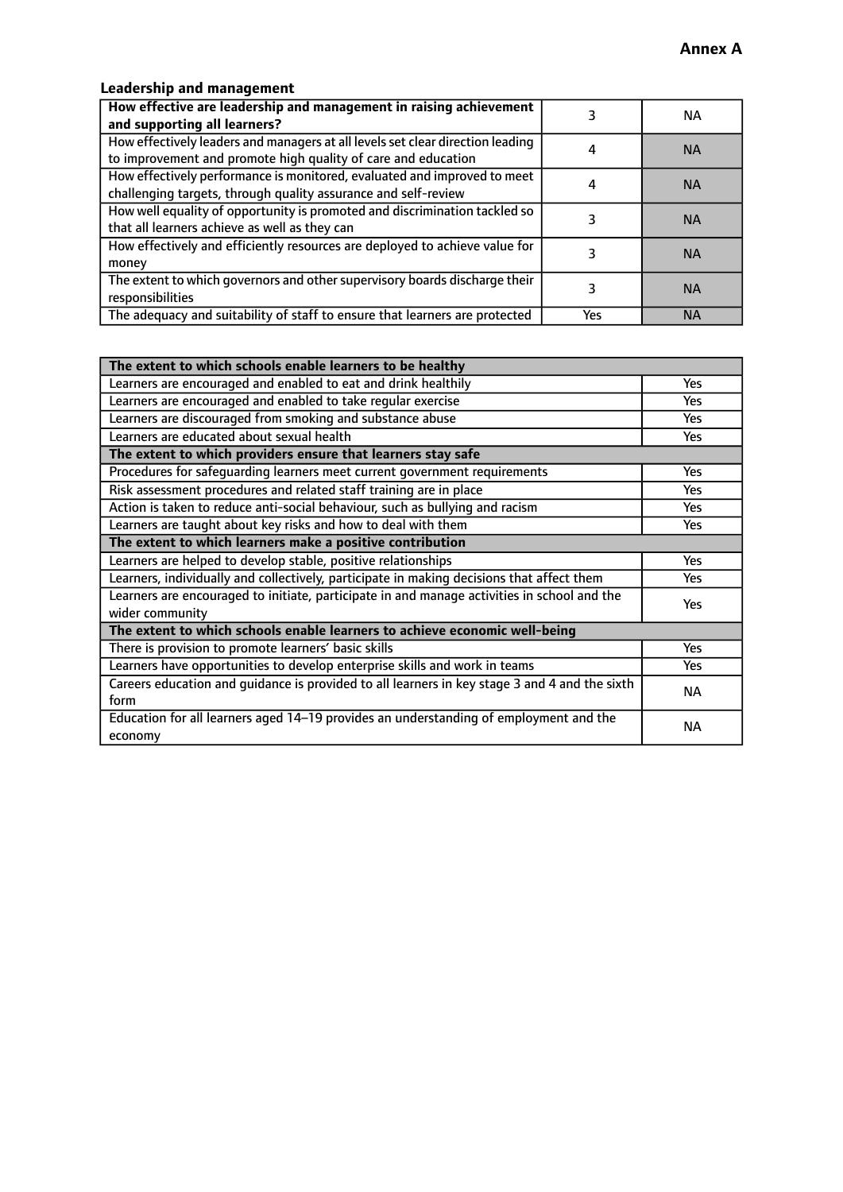**Annex A**

### Leadership and management

| How effective are leadership and management in raising achievement and supporting all learners? | 3 | NA |
|---|---|---|
| How effectively leaders and managers at all levels set clear direction leading to improvement and promote high quality of care and education | 4 | NA |
| How effectively performance is monitored, evaluated and improved to meet challenging targets, through quality assurance and self-review | 4 | NA |
| How well equality of opportunity is promoted and discrimination tackled so that all learners achieve as well as they can | 3 | NA |
| How effectively and efficiently resources are deployed to achieve value for money | 3 | NA |
| The extent to which governors and other supervisory boards discharge their responsibilities | 3 | NA |
| The adequacy and suitability of staff to ensure that learners are protected | Yes | NA |

| **The extent to which schools enable learners to be healthy** | |
|---|---|
| Learners are encouraged and enabled to eat and drink healthily | Yes |
| Learners are encouraged and enabled to take regular exercise | Yes |
| Learners are discouraged from smoking and substance abuse | Yes |
| Learners are educated about sexual health | Yes |
| **The extent to which providers ensure that learners stay safe** | |
| Procedures for safeguarding learners meet current government requirements | Yes |
| Risk assessment procedures and related staff training are in place | Yes |
| Action is taken to reduce anti-social behaviour, such as bullying and racism | Yes |
| Learners are taught about key risks and how to deal with them | Yes |
| **The extent to which learners make a positive contribution** | |
| Learners are helped to develop stable, positive relationships | Yes |
| Learners, individually and collectively, participate in making decisions that affect them | Yes |
| Learners are encouraged to initiate, participate in and manage activities in school and the wider community | Yes |
| **The extent to which schools enable learners to achieve economic well-being** | |
| There is provision to promote learners' basic skills | Yes |
| Learners have opportunities to develop enterprise skills and work in teams | Yes |
| Careers education and guidance is provided to all learners in key stage 3 and 4 and the sixth form | NA |
| Education for all learners aged 14–19 provides an understanding of employment and the economy | NA |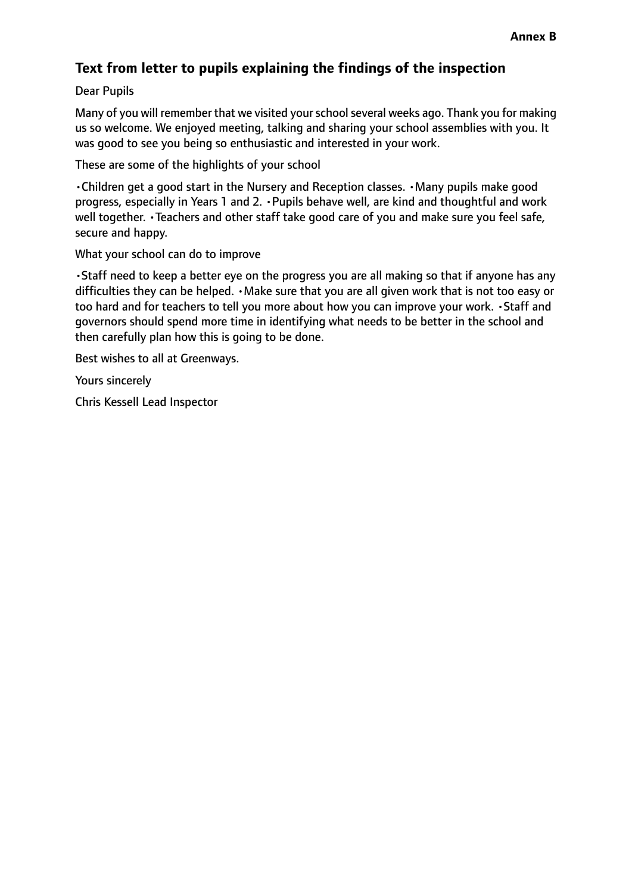Annex B

## Text from letter to pupils explaining the findings of the inspection

Dear Pupils

Many of you will remember that we visited your school several weeks ago. Thank you for making us so welcome. We enjoyed meeting, talking and sharing your school assemblies with you. It was good to see you being so enthusiastic and interested in your work.

These are some of the highlights of your school

- Children get a good start in the Nursery and Reception classes.
- Many pupils make good progress, especially in Years 1 and 2.
- Pupils behave well, are kind and thoughtful and work well together.
- Teachers and other staff take good care of you and make sure you feel safe, secure and happy.

What your school can do to improve

- Staff need to keep a better eye on the progress you are all making so that if anyone has any difficulties they can be helped.
- Make sure that you are all given work that is not too easy or too hard and for teachers to tell you more about how you can improve your work.
- Staff and governors should spend more time in identifying what needs to be better in the school and then carefully plan how this is going to be done.

Best wishes to all at Greenways.

Yours sincerely

Chris Kessell Lead Inspector